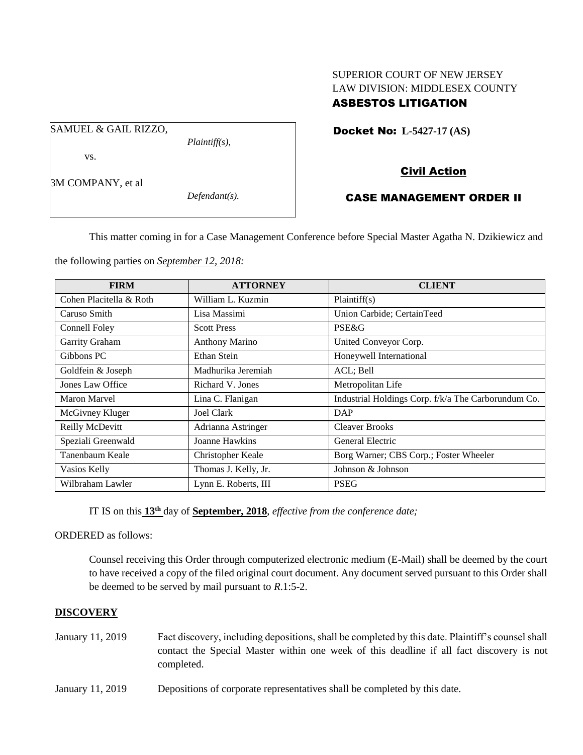SUPERIOR COURT OF NEW JERSEY
LAW DIVISION: MIDDLESEX COUNTY
**ASBESTOS LITIGATION**

SAMUEL & GAIL RIZZO,
*Plaintiff(s),*

vs.

3M COMPANY, et al
*Defendant(s).*

**Docket No: L-5427-17 (AS)**

**Civil Action**

**CASE MANAGEMENT ORDER II**

This matter coming in for a Case Management Conference before Special Master Agatha N. Dzikiewicz and the following parties on *September 12, 2018:*

| FIRM | ATTORNEY | CLIENT |
|---|---|---|
| Cohen Placitella & Roth | William L. Kuzmin | Plaintiff(s) |
| Caruso Smith | Lisa Massimi | Union Carbide; CertainTeed |
| Connell Foley | Scott Press | PSE&G |
| Garrity Graham | Anthony Marino | United Conveyor Corp. |
| Gibbons PC | Ethan Stein | Honeywell International |
| Goldfein & Joseph | Madhurika Jeremiah | ACL; Bell |
| Jones Law Office | Richard V. Jones | Metropolitan Life |
| Maron Marvel | Lina C. Flanigan | Industrial Holdings Corp. f/k/a The Carborundum Co. |
| McGivney Kluger | Joel Clark | DAP |
| Reilly McDevitt | Adrianna Astringer | Cleaver Brooks |
| Speziali Greenwald | Joanne Hawkins | General Electric |
| Tanenbaum Keale | Christopher Keale | Borg Warner; CBS Corp.; Foster Wheeler |
| Vasios Kelly | Thomas J. Kelly, Jr. | Johnson & Johnson |
| Wilbraham Lawler | Lynn E. Roberts, III | PSEG |

IT IS on this **13th** day of **September, 2018**, *effective from the conference date;*

ORDERED as follows:

Counsel receiving this Order through computerized electronic medium (E-Mail) shall be deemed by the court to have received a copy of the filed original court document. Any document served pursuant to this Order shall be deemed to be served by mail pursuant to *R*.1:5-2.

**DISCOVERY**

January 11, 2019 — Fact discovery, including depositions, shall be completed by this date. Plaintiff's counsel shall contact the Special Master within one week of this deadline if all fact discovery is not completed.

January 11, 2019 — Depositions of corporate representatives shall be completed by this date.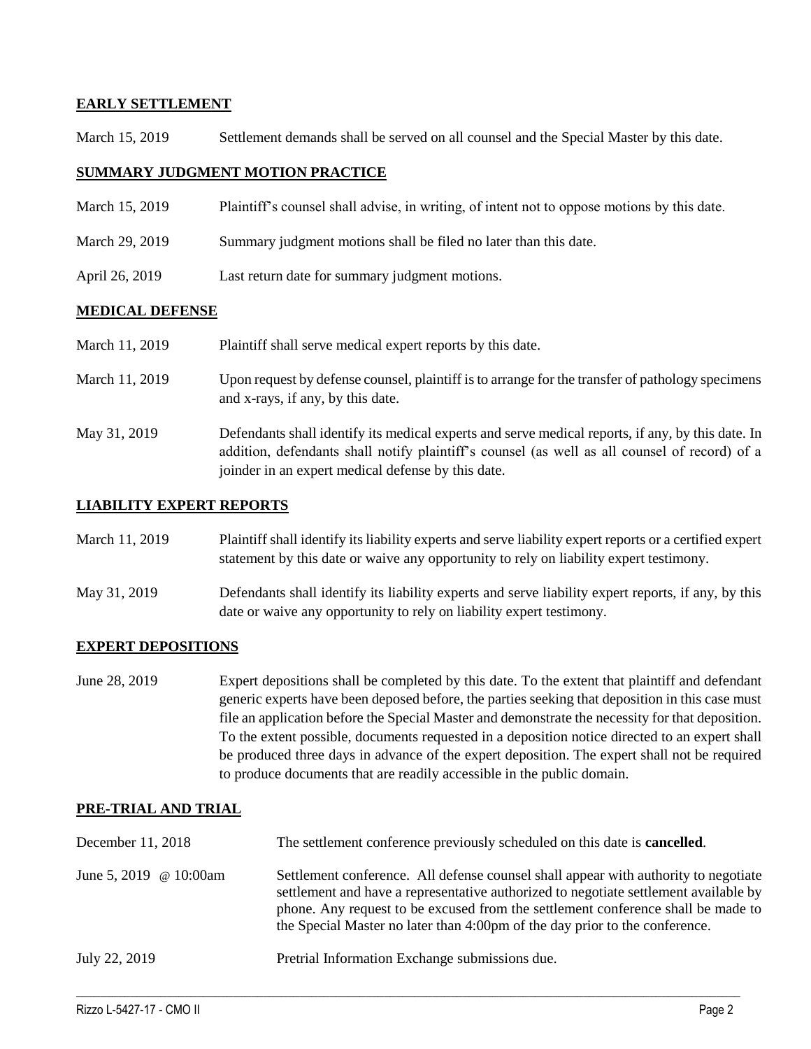## EARLY SETTLEMENT

| | |
|---|---|
| March 15, 2019 | Settlement demands shall be served on all counsel and the Special Master by this date. |

## SUMMARY JUDGMENT MOTION PRACTICE

| | |
|---|---|
| March 15, 2019 | Plaintiff's counsel shall advise, in writing, of intent not to oppose motions by this date. |
| March 29, 2019 | Summary judgment motions shall be filed no later than this date. |
| April 26, 2019 | Last return date for summary judgment motions. |

## MEDICAL DEFENSE

| | |
|---|---|
| March 11, 2019 | Plaintiff shall serve medical expert reports by this date. |
| March 11, 2019 | Upon request by defense counsel, plaintiff is to arrange for the transfer of pathology specimens and x-rays, if any, by this date. |
| May 31, 2019 | Defendants shall identify its medical experts and serve medical reports, if any, by this date. In addition, defendants shall notify plaintiff's counsel (as well as all counsel of record) of a joinder in an expert medical defense by this date. |

## LIABILITY EXPERT REPORTS

| | |
|---|---|
| March 11, 2019 | Plaintiff shall identify its liability experts and serve liability expert reports or a certified expert statement by this date or waive any opportunity to rely on liability expert testimony. |
| May 31, 2019 | Defendants shall identify its liability experts and serve liability expert reports, if any, by this date or waive any opportunity to rely on liability expert testimony. |

## EXPERT DEPOSITIONS

| | |
|---|---|
| June 28, 2019 | Expert depositions shall be completed by this date. To the extent that plaintiff and defendant generic experts have been deposed before, the parties seeking that deposition in this case must file an application before the Special Master and demonstrate the necessity for that deposition. To the extent possible, documents requested in a deposition notice directed to an expert shall be produced three days in advance of the expert deposition. The expert shall not be required to produce documents that are readily accessible in the public domain. |

## PRE-TRIAL AND TRIAL

| | |
|---|---|
| December 11, 2018 | The settlement conference previously scheduled on this date is **cancelled**. |
| June 5, 2019 @ 10:00am | Settlement conference. All defense counsel shall appear with authority to negotiate settlement and have a representative authorized to negotiate settlement available by phone. Any request to be excused from the settlement conference shall be made to the Special Master no later than 4:00pm of the day prior to the conference. |
| July 22, 2019 | Pretrial Information Exchange submissions due. |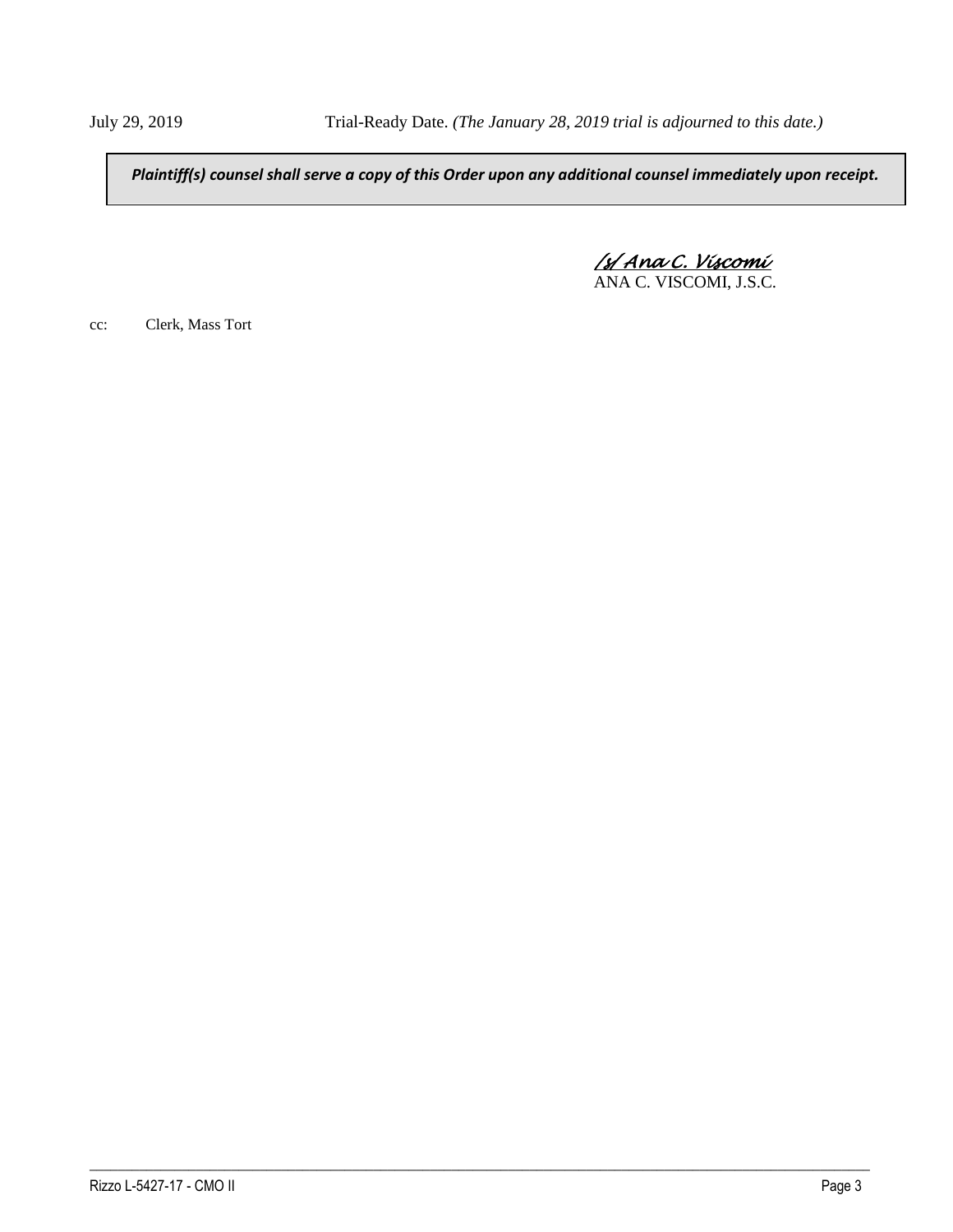| | |
|---|---|
| July 29, 2019 | Trial-Ready Date. *(The January 28, 2019 trial is adjourned to this date.)* |

***Plaintiff(s) counsel shall serve a copy of this Order upon any additional counsel immediately upon receipt.***

*/s/ Ana C. Viscomi*
ANA C. VISCOMI, J.S.C.

cc: Clerk, Mass Tort